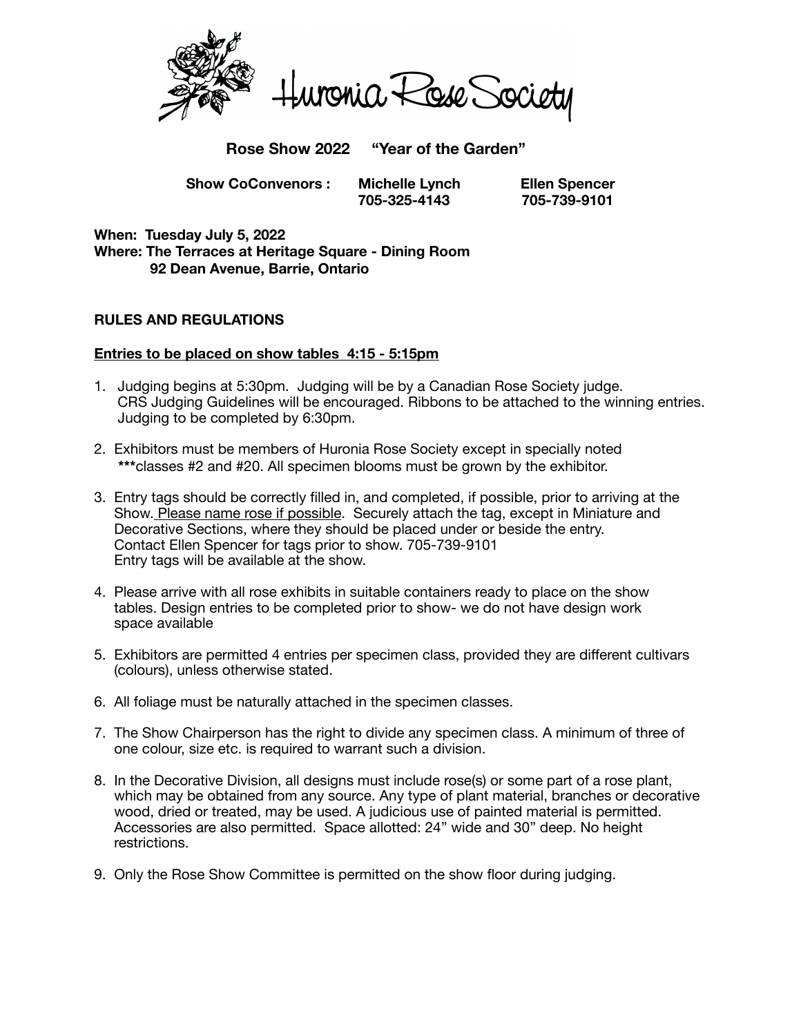# Huronia Rose Society

## Rose Show 2022 "Year of the Garden"

**Show CoConvenors :** **Michelle Lynch** 705-325-4143 **Ellen Spencer** 705-739-9101

**When: Tuesday July 5, 2022**
**Where: The Terraces at Heritage Square - Dining Room**
**92 Dean Avenue, Barrie, Ontario**

## RULES AND REGULATIONS

**Entries to be placed on show tables 4:15 - 5:15pm**

1. Judging begins at 5:30pm. Judging will be by a Canadian Rose Society judge. CRS Judging Guidelines will be encouraged. Ribbons to be attached to the winning entries. Judging to be completed by 6:30pm.

2. Exhibitors must be members of Huronia Rose Society except in specially noted ***classes #2 and #20. All specimen blooms must be grown by the exhibitor.

3. Entry tags should be correctly filled in, and completed, if possible, prior to arriving at the Show. Please name rose if possible. Securely attach the tag, except in Miniature and Decorative Sections, where they should be placed under or beside the entry. Contact Ellen Spencer for tags prior to show. 705-739-9101 Entry tags will be available at the show.

4. Please arrive with all rose exhibits in suitable containers ready to place on the show tables. Design entries to be completed prior to show- we do not have design work space available

5. Exhibitors are permitted 4 entries per specimen class, provided they are different cultivars (colours), unless otherwise stated.

6. All foliage must be naturally attached in the specimen classes.

7. The Show Chairperson has the right to divide any specimen class. A minimum of three of one colour, size etc. is required to warrant such a division.

8. In the Decorative Division, all designs must include rose(s) or some part of a rose plant, which may be obtained from any source. Any type of plant material, branches or decorative wood, dried or treated, may be used. A judicious use of painted material is permitted. Accessories are also permitted. Space allotted: 24" wide and 30" deep. No height restrictions.

9. Only the Rose Show Committee is permitted on the show floor during judging.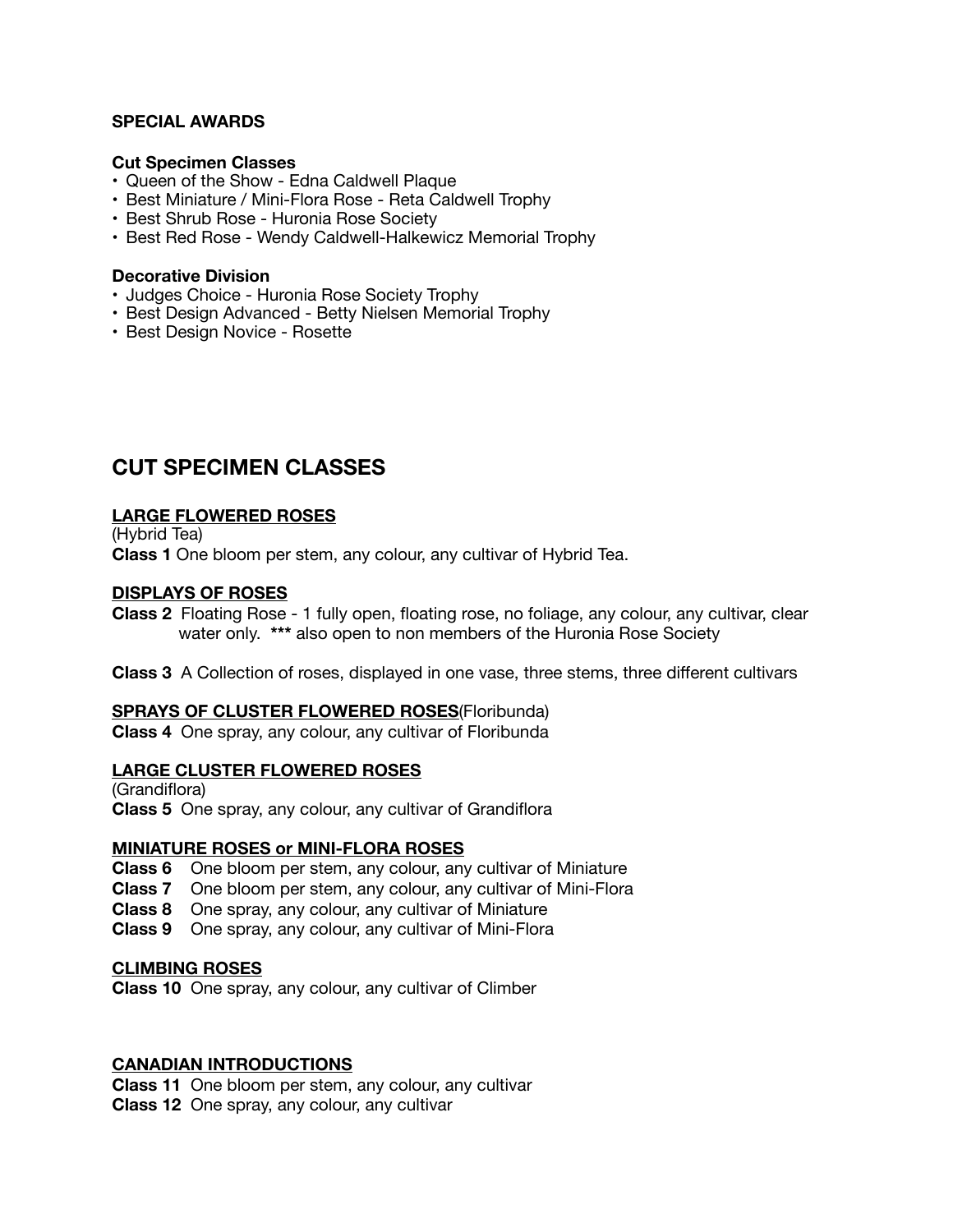**SPECIAL AWARDS**

**Cut Specimen Classes**

- Queen of the Show - Edna Caldwell Plaque
- Best Miniature / Mini-Flora Rose - Reta Caldwell Trophy
- Best Shrub Rose - Huronia Rose Society
- Best Red Rose - Wendy Caldwell-Halkewicz Memorial Trophy

**Decorative Division**

- Judges Choice - Huronia Rose Society Trophy
- Best Design Advanced - Betty Nielsen Memorial Trophy
- Best Design Novice - Rosette

## CUT SPECIMEN CLASSES

**LARGE FLOWERED ROSES**
(Hybrid Tea)
**Class 1** One bloom per stem, any colour, any cultivar of Hybrid Tea.

**DISPLAYS OF ROSES**

**Class 2** Floating Rose - 1 fully open, floating rose, no foliage, any colour, any cultivar, clear water only. **\*\*\*** also open to non members of the Huronia Rose Society

**Class 3** A Collection of roses, displayed in one vase, three stems, three different cultivars

**SPRAYS OF CLUSTER FLOWERED ROSES**(Floribunda)
**Class 4** One spray, any colour, any cultivar of Floribunda

**LARGE CLUSTER FLOWERED ROSES**
(Grandiflora)
**Class 5** One spray, any colour, any cultivar of Grandiflora

**MINIATURE ROSES or MINI-FLORA ROSES**
**Class 6** One bloom per stem, any colour, any cultivar of Miniature
**Class 7** One bloom per stem, any colour, any cultivar of Mini-Flora
**Class 8** One spray, any colour, any cultivar of Miniature
**Class 9** One spray, any colour, any cultivar of Mini-Flora

**CLIMBING ROSES**
**Class 10** One spray, any colour, any cultivar of Climber

**CANADIAN INTRODUCTIONS**
**Class 11** One bloom per stem, any colour, any cultivar
**Class 12** One spray, any colour, any cultivar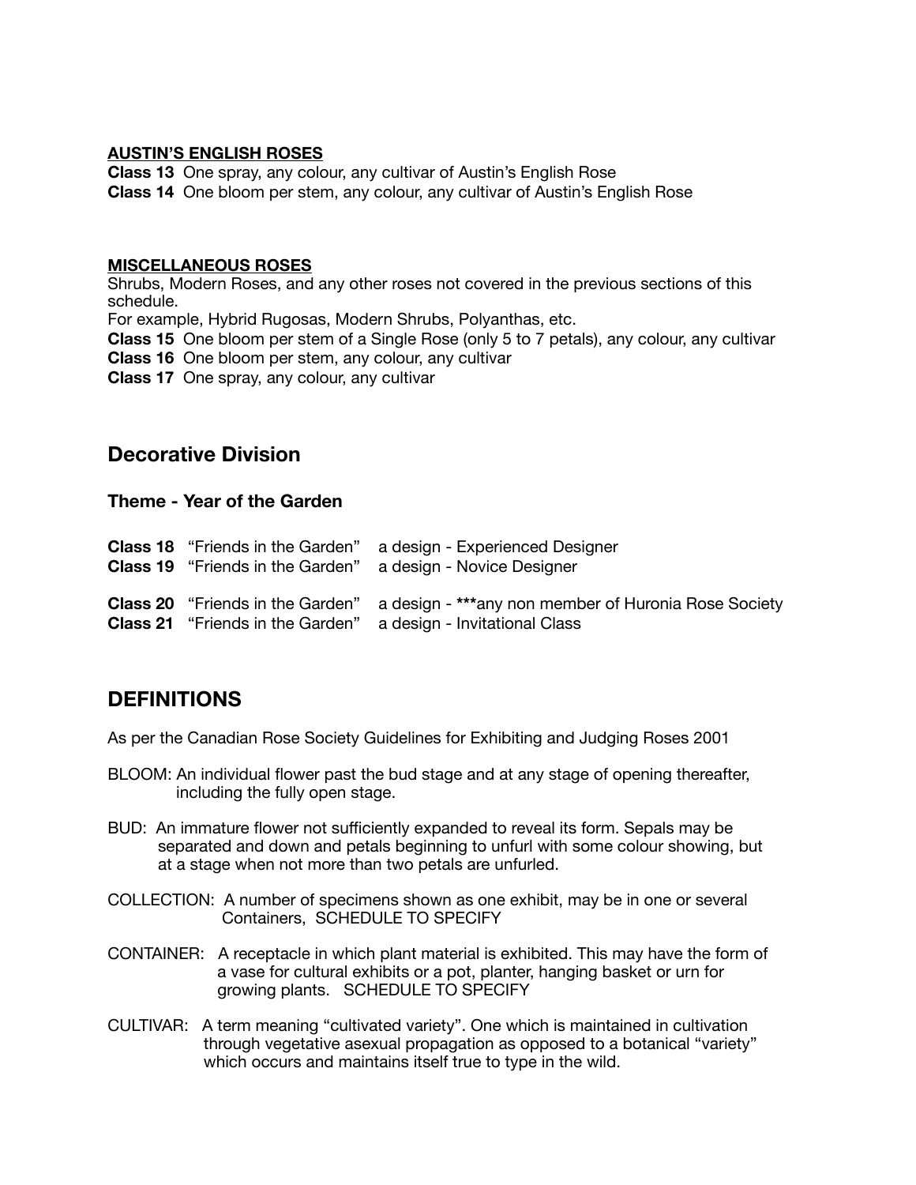**AUSTIN'S ENGLISH ROSES**

**Class 13** One spray, any colour, any cultivar of Austin's English Rose
**Class 14** One bloom per stem, any colour, any cultivar of Austin's English Rose

**MISCELLANEOUS ROSES**

Shrubs, Modern Roses, and any other roses not covered in the previous sections of this schedule.
For example, Hybrid Rugosas, Modern Shrubs, Polyanthas, etc.
**Class 15** One bloom per stem of a Single Rose (only 5 to 7 petals), any colour, any cultivar
**Class 16** One bloom per stem, any colour, any cultivar
**Class 17** One spray, any colour, any cultivar

## Decorative Division

### Theme - Year of the Garden

**Class 18** "Friends in the Garden" a design - Experienced Designer
**Class 19** "Friends in the Garden" a design - Novice Designer

**Class 20** "Friends in the Garden" a design - ***any non member of Huronia Rose Society
**Class 21** "Friends in the Garden" a design - Invitational Class

## DEFINITIONS

As per the Canadian Rose Society Guidelines for Exhibiting and Judging Roses 2001

BLOOM: An individual flower past the bud stage and at any stage of opening thereafter, including the fully open stage.

BUD: An immature flower not sufficiently expanded to reveal its form. Sepals may be separated and down and petals beginning to unfurl with some colour showing, but at a stage when not more than two petals are unfurled.

COLLECTION: A number of specimens shown as one exhibit, may be in one or several Containers, SCHEDULE TO SPECIFY

CONTAINER: A receptacle in which plant material is exhibited. This may have the form of a vase for cultural exhibits or a pot, planter, hanging basket or urn for growing plants. SCHEDULE TO SPECIFY

CULTIVAR: A term meaning "cultivated variety". One which is maintained in cultivation through vegetative asexual propagation as opposed to a botanical "variety" which occurs and maintains itself true to type in the wild.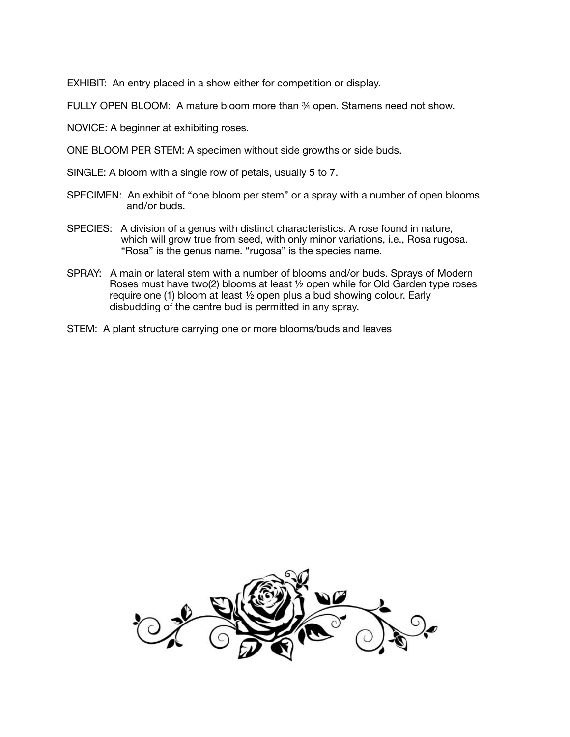EXHIBIT: An entry placed in a show either for competition or display.

FULLY OPEN BLOOM: A mature bloom more than ¾ open. Stamens need not show.

NOVICE: A beginner at exhibiting roses.

ONE BLOOM PER STEM: A specimen without side growths or side buds.

SINGLE: A bloom with a single row of petals, usually 5 to 7.

SPECIMEN: An exhibit of "one bloom per stem" or a spray with a number of open blooms and/or buds.

SPECIES: A division of a genus with distinct characteristics. A rose found in nature, which will grow true from seed, with only minor variations, i.e., Rosa rugosa. "Rosa" is the genus name. "rugosa" is the species name.

SPRAY: A main or lateral stem with a number of blooms and/or buds. Sprays of Modern Roses must have two(2) blooms at least ½ open while for Old Garden type roses require one (1) bloom at least ½ open plus a bud showing colour. Early disbudding of the centre bud is permitted in any spray.

STEM: A plant structure carrying one or more blooms/buds and leaves